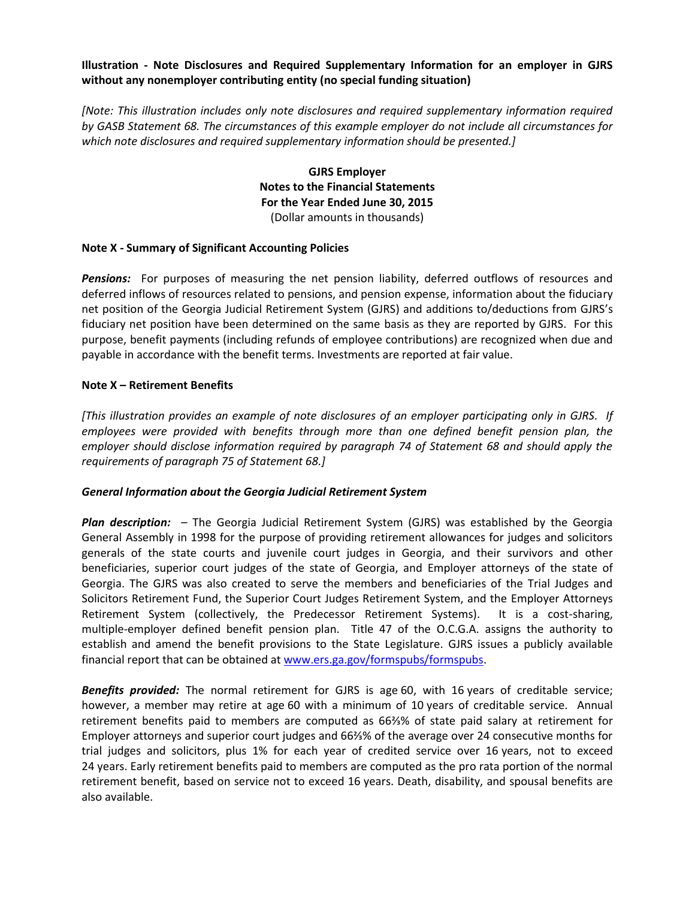**Illustration - Note Disclosures and Required Supplementary Information for an employer in GJRS without any nonemployer contributing entity (no special funding situation)**

*[Note: This illustration includes only note disclosures and required supplementary information required by GASB Statement 68. The circumstances of this example employer do not include all circumstances for which note disclosures and required supplementary information should be presented.]*

**GJRS Employer**
**Notes to the Financial Statements**
**For the Year Ended June 30, 2015**
(Dollar amounts in thousands)

**Note X - Summary of Significant Accounting Policies**

***Pensions:*** For purposes of measuring the net pension liability, deferred outflows of resources and deferred inflows of resources related to pensions, and pension expense, information about the fiduciary net position of the Georgia Judicial Retirement System (GJRS) and additions to/deductions from GJRS's fiduciary net position have been determined on the same basis as they are reported by GJRS. For this purpose, benefit payments (including refunds of employee contributions) are recognized when due and payable in accordance with the benefit terms. Investments are reported at fair value.

**Note X – Retirement Benefits**

*[This illustration provides an example of note disclosures of an employer participating only in GJRS. If employees were provided with benefits through more than one defined benefit pension plan, the employer should disclose information required by paragraph 74 of Statement 68 and should apply the requirements of paragraph 75 of Statement 68.]*

***General Information about the Georgia Judicial Retirement System***

***Plan description:*** – The Georgia Judicial Retirement System (GJRS) was established by the Georgia General Assembly in 1998 for the purpose of providing retirement allowances for judges and solicitors generals of the state courts and juvenile court judges in Georgia, and their survivors and other beneficiaries, superior court judges of the state of Georgia, and Employer attorneys of the state of Georgia. The GJRS was also created to serve the members and beneficiaries of the Trial Judges and Solicitors Retirement Fund, the Superior Court Judges Retirement System, and the Employer Attorneys Retirement System (collectively, the Predecessor Retirement Systems). It is a cost-sharing, multiple-employer defined benefit pension plan. Title 47 of the O.C.G.A. assigns the authority to establish and amend the benefit provisions to the State Legislature. GJRS issues a publicly available financial report that can be obtained at www.ers.ga.gov/formspubs/formspubs.

***Benefits provided:*** The normal retirement for GJRS is age 60, with 16 years of creditable service; however, a member may retire at age 60 with a minimum of 10 years of creditable service. Annual retirement benefits paid to members are computed as 66⅔% of state paid salary at retirement for Employer attorneys and superior court judges and 66⅔% of the average over 24 consecutive months for trial judges and solicitors, plus 1% for each year of credited service over 16 years, not to exceed 24 years. Early retirement benefits paid to members are computed as the pro rata portion of the normal retirement benefit, based on service not to exceed 16 years. Death, disability, and spousal benefits are also available.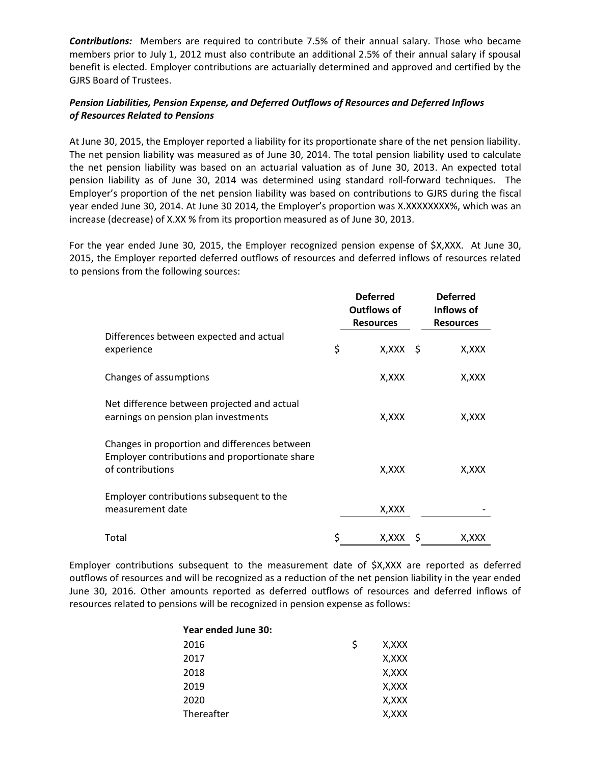***Contributions:*** Members are required to contribute 7.5% of their annual salary. Those who became members prior to July 1, 2012 must also contribute an additional 2.5% of their annual salary if spousal benefit is elected. Employer contributions are actuarially determined and approved and certified by the GJRS Board of Trustees.

***Pension Liabilities, Pension Expense, and Deferred Outflows of Resources and Deferred Inflows of Resources Related to Pensions***

At June 30, 2015, the Employer reported a liability for its proportionate share of the net pension liability. The net pension liability was measured as of June 30, 2014. The total pension liability used to calculate the net pension liability was based on an actuarial valuation as of June 30, 2013. An expected total pension liability as of June 30, 2014 was determined using standard roll-forward techniques. The Employer's proportion of the net pension liability was based on contributions to GJRS during the fiscal year ended June 30, 2014. At June 30 2014, the Employer's proportion was X.XXXXXXXX%, which was an increase (decrease) of X.XX % from its proportion measured as of June 30, 2013.

For the year ended June 30, 2015, the Employer recognized pension expense of $X,XXX. At June 30, 2015, the Employer reported deferred outflows of resources and deferred inflows of resources related to pensions from the following sources:

| | Deferred Outflows of Resources | Deferred Inflows of Resources |
|---|---|---|
| Differences between expected and actual experience | $ X,XXX | $ X,XXX |
| Changes of assumptions | X,XXX | X,XXX |
| Net difference between projected and actual earnings on pension plan investments | X,XXX | X,XXX |
| Changes in proportion and differences between Employer contributions and proportionate share of contributions | X,XXX | X,XXX |
| Employer contributions subsequent to the measurement date | X,XXX | - |
| Total | $ X,XXX | $ X,XXX |

Employer contributions subsequent to the measurement date of $X,XXX are reported as deferred outflows of resources and will be recognized as a reduction of the net pension liability in the year ended June 30, 2016. Other amounts reported as deferred outflows of resources and deferred inflows of resources related to pensions will be recognized in pension expense as follows:

| **Year ended June 30:** | |
|---|---|
| 2016 | $ X,XXX |
| 2017 | X,XXX |
| 2018 | X,XXX |
| 2019 | X,XXX |
| 2020 | X,XXX |
| Thereafter | X,XXX |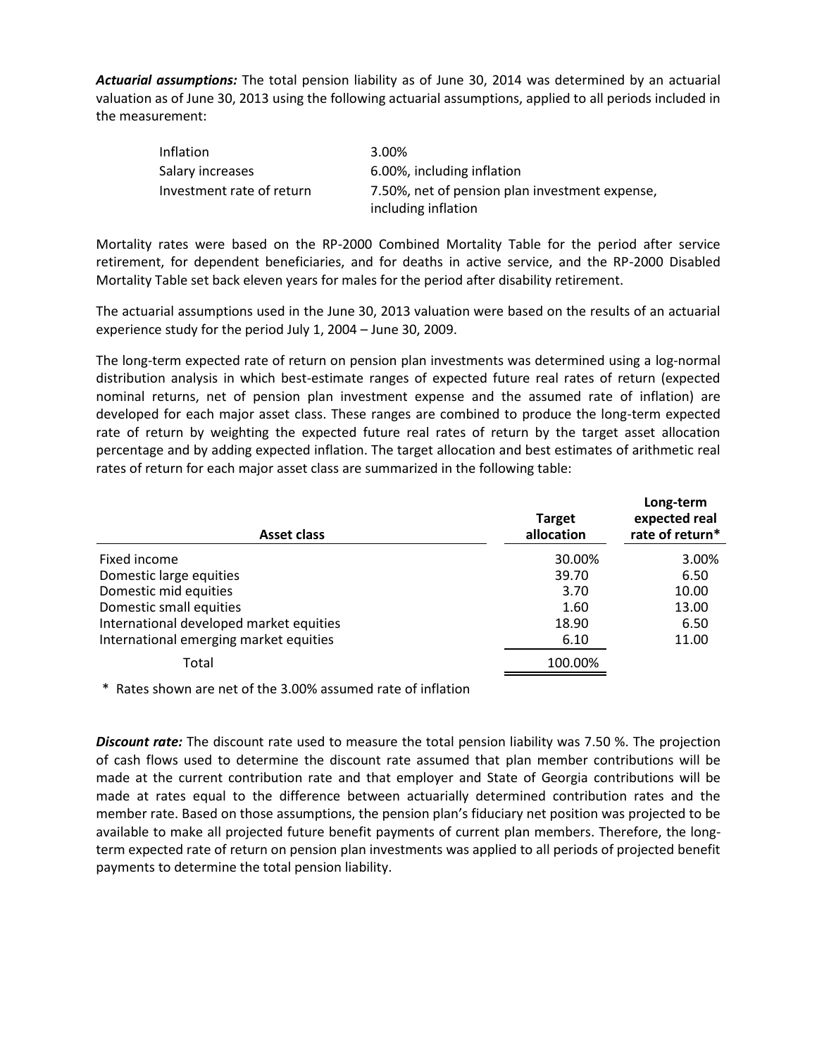***Actuarial assumptions:*** The total pension liability as of June 30, 2014 was determined by an actuarial valuation as of June 30, 2013 using the following actuarial assumptions, applied to all periods included in the measurement:

| | |
|---|---|
| Inflation | 3.00% |
| Salary increases | 6.00%, including inflation |
| Investment rate of return | 7.50%, net of pension plan investment expense, including inflation |

Mortality rates were based on the RP-2000 Combined Mortality Table for the period after service retirement, for dependent beneficiaries, and for deaths in active service, and the RP-2000 Disabled Mortality Table set back eleven years for males for the period after disability retirement.

The actuarial assumptions used in the June 30, 2013 valuation were based on the results of an actuarial experience study for the period July 1, 2004 – June 30, 2009.

The long-term expected rate of return on pension plan investments was determined using a log-normal distribution analysis in which best-estimate ranges of expected future real rates of return (expected nominal returns, net of pension plan investment expense and the assumed rate of inflation) are developed for each major asset class. These ranges are combined to produce the long-term expected rate of return by weighting the expected future real rates of return by the target asset allocation percentage and by adding expected inflation. The target allocation and best estimates of arithmetic real rates of return for each major asset class are summarized in the following table:

| Asset class | Target allocation | Long-term expected real rate of return* |
|---|---|---|
| Fixed income | 30.00% | 3.00% |
| Domestic large equities | 39.70 | 6.50 |
| Domestic mid equities | 3.70 | 10.00 |
| Domestic small equities | 1.60 | 13.00 |
| International developed market equities | 18.90 | 6.50 |
| International emerging market equities | 6.10 | 11.00 |
| Total | 100.00% | |

\* Rates shown are net of the 3.00% assumed rate of inflation

***Discount rate:*** The discount rate used to measure the total pension liability was 7.50 %. The projection of cash flows used to determine the discount rate assumed that plan member contributions will be made at the current contribution rate and that employer and State of Georgia contributions will be made at rates equal to the difference between actuarially determined contribution rates and the member rate. Based on those assumptions, the pension plan's fiduciary net position was projected to be available to make all projected future benefit payments of current plan members. Therefore, the long-term expected rate of return on pension plan investments was applied to all periods of projected benefit payments to determine the total pension liability.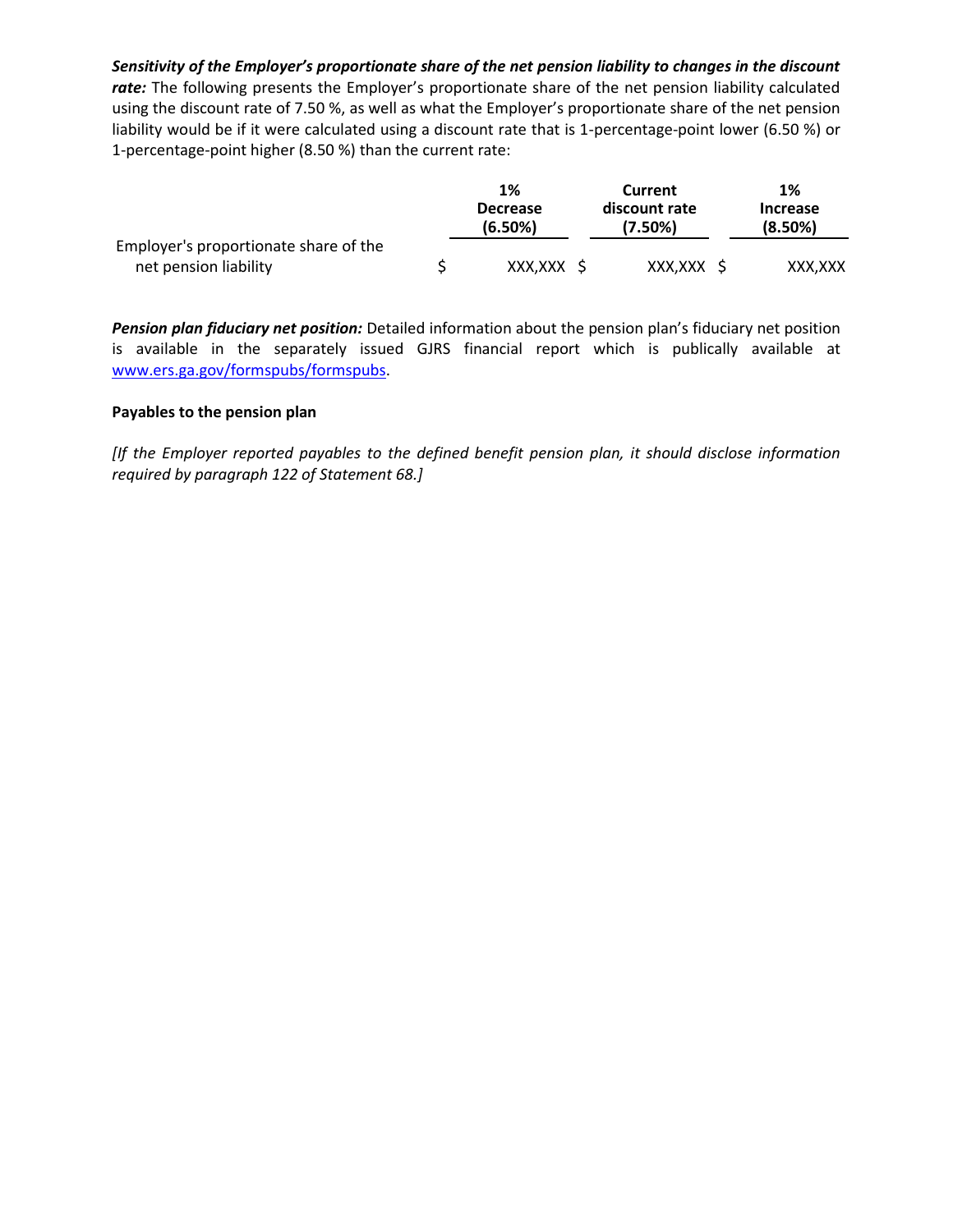***Sensitivity of the Employer's proportionate share of the net pension liability to changes in the discount rate:*** The following presents the Employer's proportionate share of the net pension liability calculated using the discount rate of 7.50 %, as well as what the Employer's proportionate share of the net pension liability would be if it were calculated using a discount rate that is 1-percentage-point lower (6.50 %) or 1-percentage-point higher (8.50 %) than the current rate:

| | 1% Decrease (6.50%) | Current discount rate (7.50%) | 1% Increase (8.50%) |
|---|---|---|---|
| Employer's proportionate share of the net pension liability | $ XXX,XXX | $ XXX,XXX | $ XXX,XXX |

***Pension plan fiduciary net position:*** Detailed information about the pension plan's fiduciary net position is available in the separately issued GJRS financial report which is publically available at www.ers.ga.gov/formspubs/formspubs.

**Payables to the pension plan**

*[If the Employer reported payables to the defined benefit pension plan, it should disclose information required by paragraph 122 of Statement 68.]*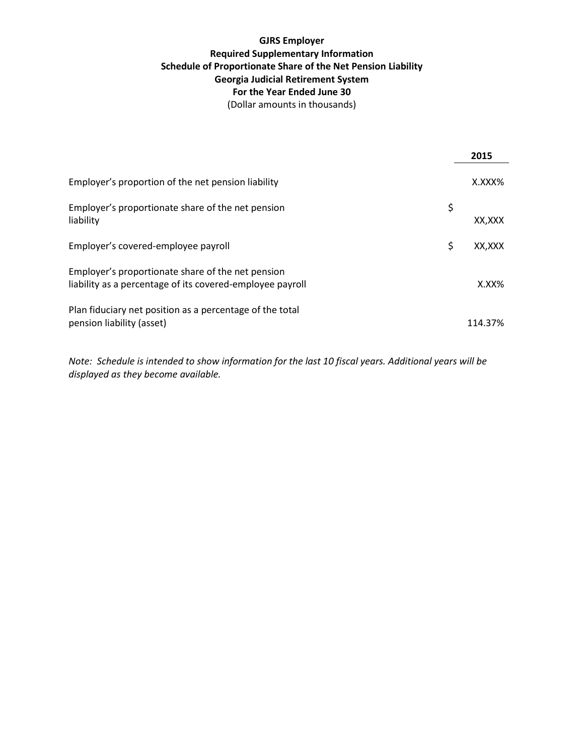**GJRS Employer**
**Required Supplementary Information**
**Schedule of Proportionate Share of the Net Pension Liability**
**Georgia Judicial Retirement System**
**For the Year Ended June 30**
(Dollar amounts in thousands)

| | | **2015** |
|---|---|---|
| Employer's proportion of the net pension liability | | X.XXX% |
| Employer's proportionate share of the net pension liability | $ | XX,XXX |
| Employer's covered-employee payroll | $ | XX,XXX |
| Employer's proportionate share of the net pension liability as a percentage of its covered-employee payroll | | X.XX% |
| Plan fiduciary net position as a percentage of the total pension liability (asset) | | 114.37% |

*Note: Schedule is intended to show information for the last 10 fiscal years. Additional years will be displayed as they become available.*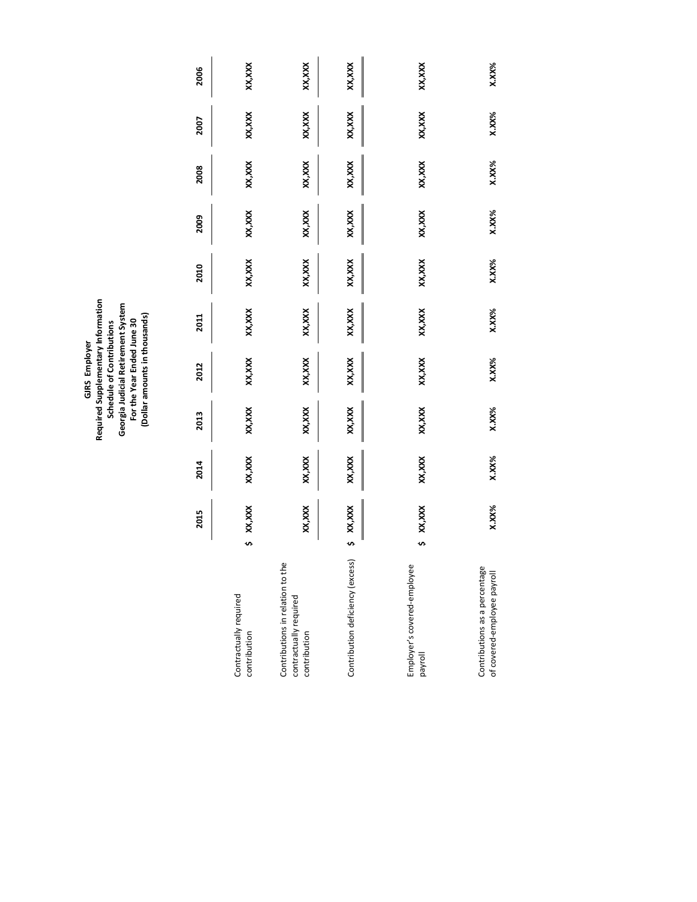**GJRS Employer**
**Required Supplementary Information**
**Schedule of Contributions**
**Georgia Judicial Retirement System**
**For the Year Ended June 30**
**(Dollar amounts in thousands)**

| | 2015 | 2014 | 2013 | 2012 | 2011 | 2010 | 2009 | 2008 | 2007 | 2006 |
|---|---|---|---|---|---|---|---|---|---|---|
| Contractually required contribution | $ XX,XXX | XX,XXX | XX,XXX | XX,XXX | XX,XXX | XX,XXX | XX,XXX | XX,XXX | XX,XXX | XX,XXX |
| Contributions in relation to the contractually required contribution | XX,XXX | XX,XXX | XX,XXX | XX,XXX | XX,XXX | XX,XXX | XX,XXX | XX,XXX | XX,XXX | XX,XXX |
| Contribution deficiency (excess) | $ XX,XXX | XX,XXX | XX,XXX | XX,XXX | XX,XXX | XX,XXX | XX,XXX | XX,XXX | XX,XXX | XX,XXX |
| Employer's covered-employee payroll | $ XX,XXX | XX,XXX | XX,XXX | XX,XXX | XX,XXX | XX,XXX | XX,XXX | XX,XXX | XX,XXX | XX,XXX |
| Contributions as a percentage of covered-employee payroll | X.XX% | X.XX% | X.XX% | X.XX% | X.XX% | X.XX% | X.XX% | X.XX% | X.XX% | X.XX% |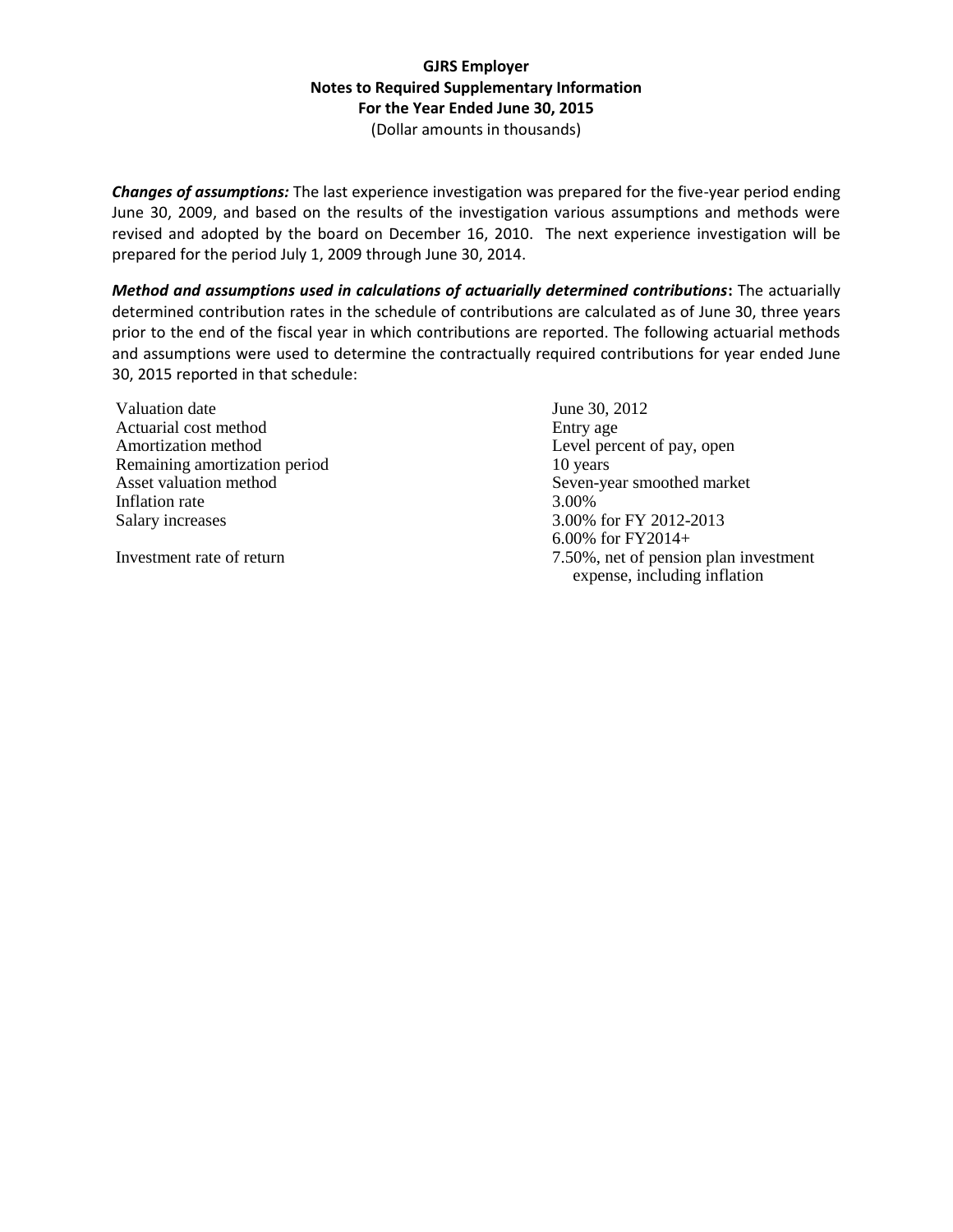**GJRS Employer**
**Notes to Required Supplementary Information**
**For the Year Ended June 30, 2015**
(Dollar amounts in thousands)

***Changes of assumptions:*** The last experience investigation was prepared for the five-year period ending June 30, 2009, and based on the results of the investigation various assumptions and methods were revised and adopted by the board on December 16, 2010. The next experience investigation will be prepared for the period July 1, 2009 through June 30, 2014.

***Method and assumptions used in calculations of actuarially determined contributions*:** The actuarially determined contribution rates in the schedule of contributions are calculated as of June 30, three years prior to the end of the fiscal year in which contributions are reported. The following actuarial methods and assumptions were used to determine the contractually required contributions for year ended June 30, 2015 reported in that schedule:

| | |
|---|---|
| Valuation date | June 30, 2012 |
| Actuarial cost method | Entry age |
| Amortization method | Level percent of pay, open |
| Remaining amortization period | 10 years |
| Asset valuation method | Seven-year smoothed market |
| Inflation rate | 3.00% |
| Salary increases | 3.00% for FY 2012-2013<br>6.00% for FY2014+ |
| Investment rate of return | 7.50%, net of pension plan investment expense, including inflation |